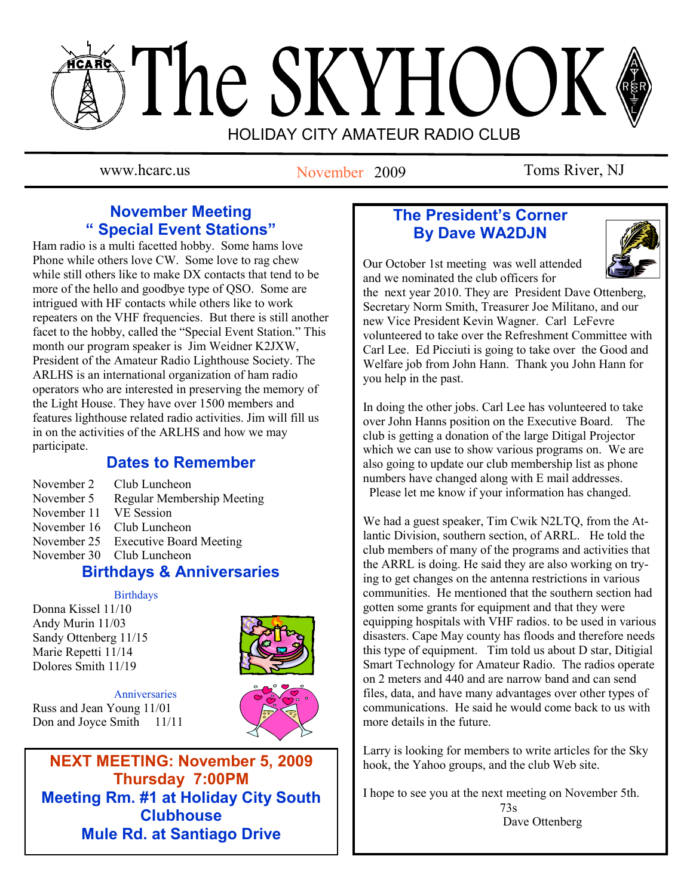# The SKYHOOK

HOLIDAY CITY AMATEUR RADIO CLUB

www.hcarc.us November 2009 Toms River, NJ

## November Meeting
## " Special Event Stations"

Ham radio is a multi facetted hobby. Some hams love Phone while others love CW. Some love to rag chew while still others like to make DX contacts that tend to be more of the hello and goodbye type of QSO. Some are intrigued with HF contacts while others like to work repeaters on the VHF frequencies. But there is still another facet to the hobby, called the "Special Event Station." This month our program speaker is Jim Weidner K2JXW, President of the Amateur Radio Lighthouse Society. The ARLHS is an international organization of ham radio operators who are interested in preserving the memory of the Light House. They have over 1500 members and features lighthouse related radio activities. Jim will fill us in on the activities of the ARLHS and how we may participate.

## Dates to Remember

| | |
|---|---|
| November 2 | Club Luncheon |
| November 5 | Regular Membership Meeting |
| November 11 | VE Session |
| November 16 | Club Luncheon |
| November 25 | Executive Board Meeting |
| November 30 | Club Luncheon |

## Birthdays & Anniversaries

Birthdays

Donna Kissel 11/10
Andy Murin 11/03
Sandy Ottenberg 11/15
Marie Repetti 11/14
Dolores Smith 11/19

Anniversaries

Russ and Jean Young 11/01
Don and Joyce Smith 11/11

**NEXT MEETING: November 5, 2009**
**Thursday 7:00PM**
**Meeting Rm. #1 at Holiday City South Clubhouse**
**Mule Rd. at Santiago Drive**

## The President's Corner
## By Dave WA2DJN

Our October 1st meeting was well attended and we nominated the club officers for the next year 2010. They are President Dave Ottenberg, Secretary Norm Smith, Treasurer Joe Militano, and our new Vice President Kevin Wagner. Carl LeFevre volunteered to take over the Refreshment Committee with Carl Lee. Ed Picciuti is going to take over the Good and Welfare job from John Hann. Thank you John Hann for you help in the past.

In doing the other jobs. Carl Lee has volunteered to take over John Hanns position on the Executive Board. The club is getting a donation of the large Ditigal Projector which we can use to show various programs on. We are also going to update our club membership list as phone numbers have changed along with E mail addresses. Please let me know if your information has changed.

We had a guest speaker, Tim Cwik N2LTQ, from the Atlantic Division, southern section, of ARRL. He told the club members of many of the programs and activities that the ARRL is doing. He said they are also working on trying to get changes on the antenna restrictions in various communities. He mentioned that the southern section had gotten some grants for equipment and that they were equipping hospitals with VHF radios. to be used in various disasters. Cape May county has floods and therefore needs this type of equipment. Tim told us about D star, Ditigial Smart Technology for Amateur Radio. The radios operate on 2 meters and 440 and are narrow band and can send files, data, and have many advantages over other types of communications. He said he would come back to us with more details in the future.

Larry is looking for members to write articles for the Sky hook, the Yahoo groups, and the club Web site.

I hope to see you at the next meeting on November 5th.

73s
Dave Ottenberg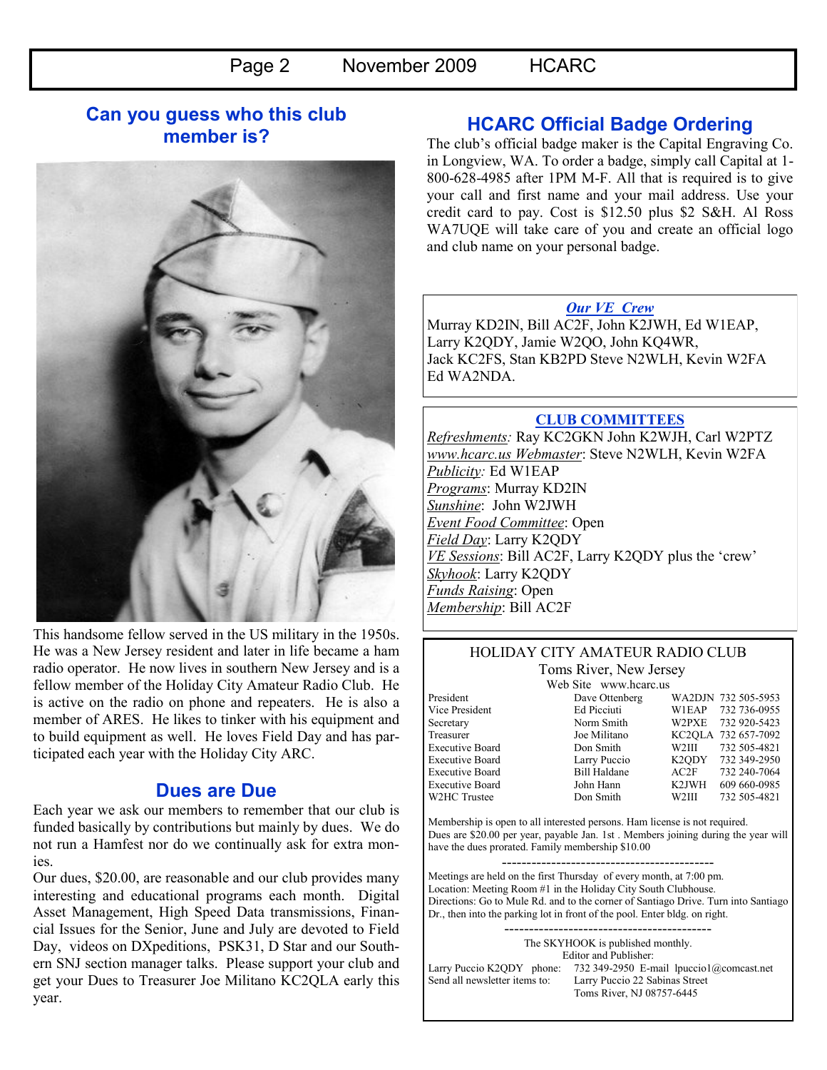## Can you guess who this club member is?

This handsome fellow served in the US military in the 1950s. He was a New Jersey resident and later in life became a ham radio operator. He now lives in southern New Jersey and is a fellow member of the Holiday City Amateur Radio Club. He is active on the radio on phone and repeaters. He is also a member of ARES. He likes to tinker with his equipment and to build equipment as well. He loves Field Day and has participated each year with the Holiday City ARC.

## Dues are Due

Each year we ask our members to remember that our club is funded basically by contributions but mainly by dues. We do not run a Hamfest nor do we continually ask for extra monies.

Our dues, $20.00, are reasonable and our club provides many interesting and educational programs each month. Digital Asset Management, High Speed Data transmissions, Financial Issues for the Senior, June and July are devoted to Field Day, videos on DXpeditions, PSK31, D Star and our Southern SNJ section manager talks. Please support your club and get your Dues to Treasurer Joe Militano KC2QLA early this year.

## HCARC Official Badge Ordering

The club's official badge maker is the Capital Engraving Co. in Longview, WA. To order a badge, simply call Capital at 1-800-628-4985 after 1PM M-F. All that is required is to give your call and first name and your mail address. Use your credit card to pay. Cost is $12.50 plus $2 S&H. Al Ross WA7UQE will take care of you and create an official logo and club name on your personal badge.

***Our VE Crew***

Murray KD2IN, Bill AC2F, John K2JWH, Ed W1EAP, Larry K2QDY, Jamie W2QO, John KQ4WR, Jack KC2FS, Stan KB2PD Steve N2WLH, Kevin W2FA Ed WA2NDA.

**CLUB COMMITTEES**

*Refreshments:* Ray KC2GKN John K2WJH, Carl W2PTZ
*www.hcarc.us Webmaster*: Steve N2WLH, Kevin W2FA
*Publicity:* Ed W1EAP
*Programs*: Murray KD2IN
*Sunshine*: John W2JWH
*Event Food Committee*: Open
*Field Day*: Larry K2QDY
*VE Sessions*: Bill AC2F, Larry K2QDY plus the 'crew'
*Skyhook*: Larry K2QDY
*Funds Raising*: Open
*Membership*: Bill AC2F

HOLIDAY CITY AMATEUR RADIO CLUB
Toms River, New Jersey
Web Site www.hcarc.us

| | | | |
|---|---|---|---|
| President | Dave Ottenberg | WA2DJN | 732 505-5953 |
| Vice President | Ed Picciuti | W1EAP | 732 736-0955 |
| Secretary | Norm Smith | W2PXE | 732 920-5423 |
| Treasurer | Joe Militano | KC2QLA | 732 657-7092 |
| Executive Board | Don Smith | W2III | 732 505-4821 |
| Executive Board | Larry Puccio | K2QDY | 732 349-2950 |
| Executive Board | Bill Haldane | AC2F | 732 240-7064 |
| Executive Board | John Hann | K2JWH | 609 660-0985 |
| W2HC Trustee | Don Smith | W2III | 732 505-4821 |

Membership is open to all interested persons. Ham license is not required. Dues are $20.00 per year, payable Jan. 1st . Members joining during the year will have the dues prorated. Family membership $10.00

Meetings are held on the first Thursday of every month, at 7:00 pm.
Location: Meeting Room #1 in the Holiday City South Clubhouse.
Directions: Go to Mule Rd. and to the corner of Santiago Drive. Turn into Santiago Dr., then into the parking lot in front of the pool. Enter bldg. on right.

The SKYHOOK is published monthly.
Editor and Publisher:
Larry Puccio K2QDY phone: 732 349-2950 E-mail lpuccio1@comcast.net
Send all newsletter items to: Larry Puccio 22 Sabinas Street
Toms River, NJ 08757-6445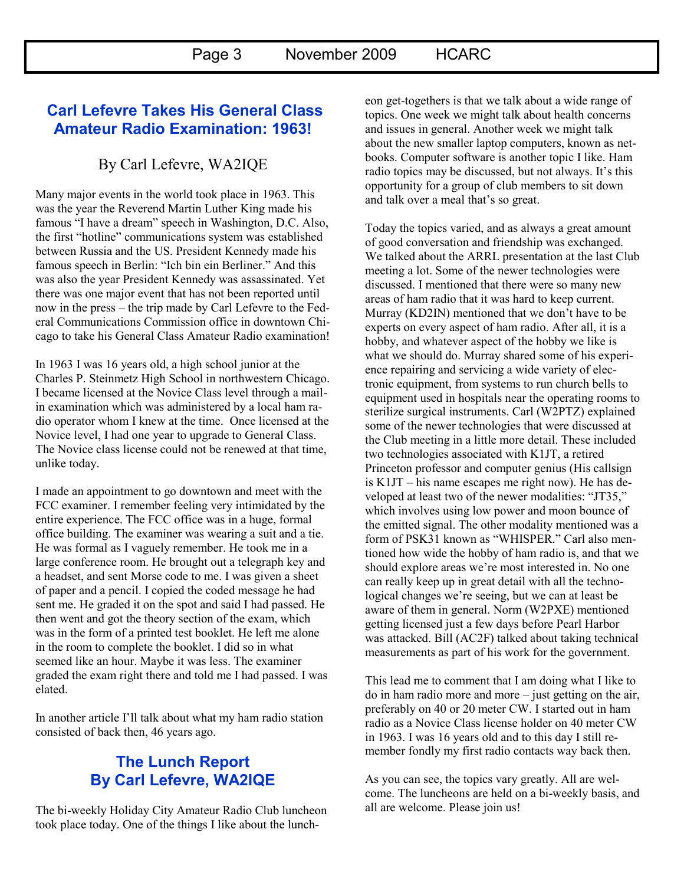## Carl Lefevre Takes His General Class Amateur Radio Examination: 1963!

By Carl Lefevre, WA2IQE

Many major events in the world took place in 1963. This was the year the Reverend Martin Luther King made his famous "I have a dream" speech in Washington, D.C. Also, the first "hotline" communications system was established between Russia and the US. President Kennedy made his famous speech in Berlin: "Ich bin ein Berliner." And this was also the year President Kennedy was assassinated. Yet there was one major event that has not been reported until now in the press – the trip made by Carl Lefevre to the Federal Communications Commission office in downtown Chicago to take his General Class Amateur Radio examination!

In 1963 I was 16 years old, a high school junior at the Charles P. Steinmetz High School in northwestern Chicago. I became licensed at the Novice Class level through a mail-in examination which was administered by a local ham radio operator whom I knew at the time. Once licensed at the Novice level, I had one year to upgrade to General Class. The Novice class license could not be renewed at that time, unlike today.

I made an appointment to go downtown and meet with the FCC examiner. I remember feeling very intimidated by the entire experience. The FCC office was in a huge, formal office building. The examiner was wearing a suit and a tie. He was formal as I vaguely remember. He took me in a large conference room. He brought out a telegraph key and a headset, and sent Morse code to me. I was given a sheet of paper and a pencil. I copied the coded message he had sent me. He graded it on the spot and said I had passed. He then went and got the theory section of the exam, which was in the form of a printed test booklet. He left me alone in the room to complete the booklet. I did so in what seemed like an hour. Maybe it was less. The examiner graded the exam right there and told me I had passed. I was elated.

In another article I'll talk about what my ham radio station consisted of back then, 46 years ago.

## The Lunch Report By Carl Lefevre, WA2IQE

The bi-weekly Holiday City Amateur Radio Club luncheon took place today. One of the things I like about the luncheon get-togethers is that we talk about a wide range of topics. One week we might talk about health concerns and issues in general. Another week we might talk about the new smaller laptop computers, known as netbooks. Computer software is another topic I like. Ham radio topics may be discussed, but not always. It's this opportunity for a group of club members to sit down and talk over a meal that's so great.

Today the topics varied, and as always a great amount of good conversation and friendship was exchanged. We talked about the ARRL presentation at the last Club meeting a lot. Some of the newer technologies were discussed. I mentioned that there were so many new areas of ham radio that it was hard to keep current. Murray (KD2IN) mentioned that we don't have to be experts on every aspect of ham radio. After all, it is a hobby, and whatever aspect of the hobby we like is what we should do. Murray shared some of his experience repairing and servicing a wide variety of electronic equipment, from systems to run church bells to equipment used in hospitals near the operating rooms to sterilize surgical instruments. Carl (W2PTZ) explained some of the newer technologies that were discussed at the Club meeting in a little more detail. These included two technologies associated with K1JT, a retired Princeton professor and computer genius (His callsign is K1JT – his name escapes me right now). He has developed at least two of the newer modalities: "JT35," which involves using low power and moon bounce of the emitted signal. The other modality mentioned was a form of PSK31 known as "WHISPER." Carl also mentioned how wide the hobby of ham radio is, and that we should explore areas we're most interested in. No one can really keep up in great detail with all the technological changes we're seeing, but we can at least be aware of them in general. Norm (W2PXE) mentioned getting licensed just a few days before Pearl Harbor was attacked. Bill (AC2F) talked about taking technical measurements as part of his work for the government.

This lead me to comment that I am doing what I like to do in ham radio more and more – just getting on the air, preferably on 40 or 20 meter CW. I started out in ham radio as a Novice Class license holder on 40 meter CW in 1963. I was 16 years old and to this day I still remember fondly my first radio contacts way back then.

As you can see, the topics vary greatly. All are welcome. The luncheons are held on a bi-weekly basis, and all are welcome. Please join us!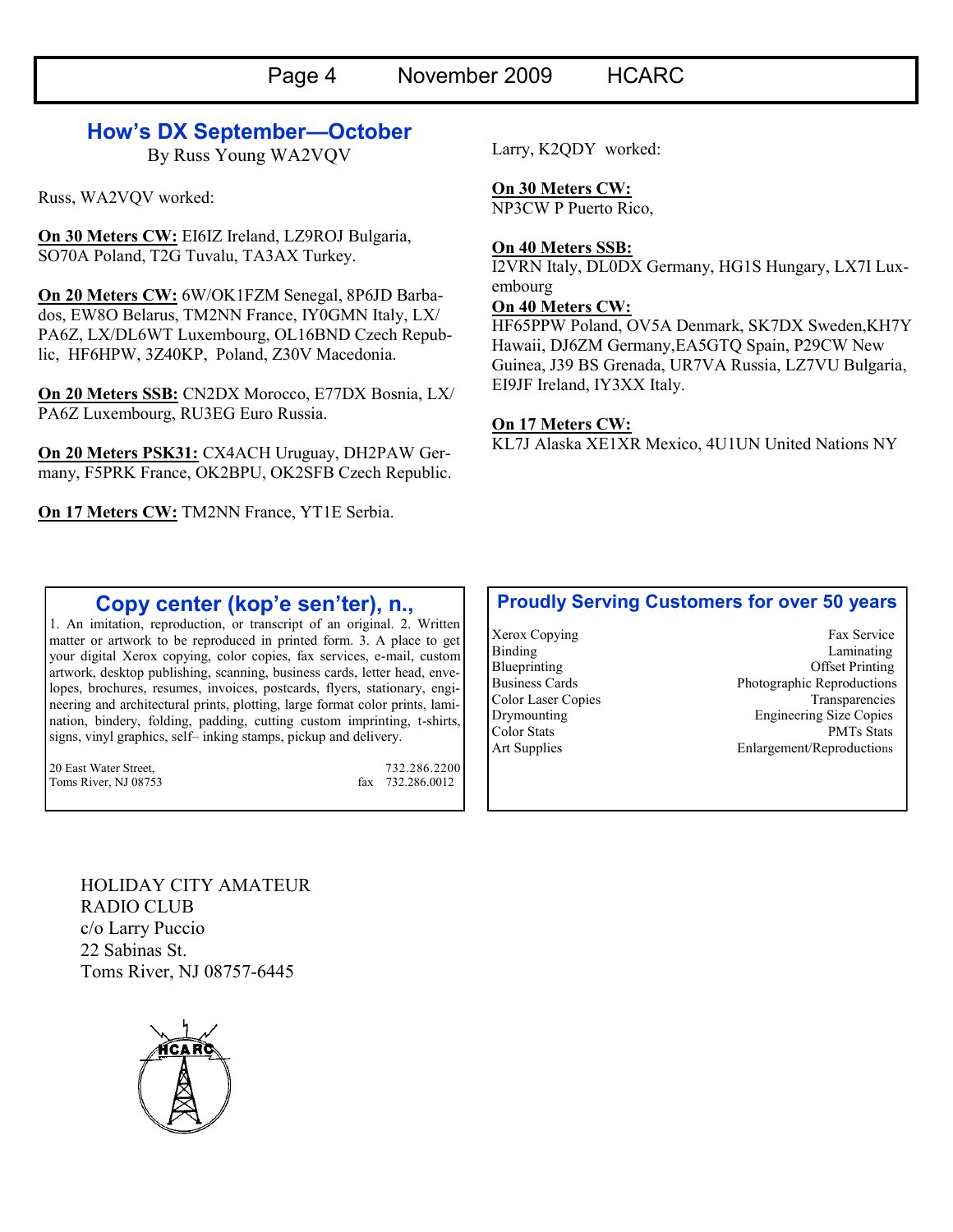## How's DX September—October

By Russ Young WA2VQV

Russ, WA2VQV worked:

**On 30 Meters CW:** EI6IZ Ireland, LZ9ROJ Bulgaria, SO70A Poland, T2G Tuvalu, TA3AX Turkey.

**On 20 Meters CW:** 6W/OK1FZM Senegal, 8P6JD Barbados, EW8O Belarus, TM2NN France, IY0GMN Italy, LX/PA6Z, LX/DL6WT Luxembourg, OL16BND Czech Republic, HF6HPW, 3Z40KP, Poland, Z30V Macedonia.

**On 20 Meters SSB:** CN2DX Morocco, E77DX Bosnia, LX/PA6Z Luxembourg, RU3EG Euro Russia.

**On 20 Meters PSK31:** CX4ACH Uruguay, DH2PAW Germany, F5PRK France, OK2BPU, OK2SFB Czech Republic.

**On 17 Meters CW:** TM2NN France, YT1E Serbia.

Larry, K2QDY worked:

**On 30 Meters CW:**
NP3CW P Puerto Rico,

**On 40 Meters SSB:**
I2VRN Italy, DL0DX Germany, HG1S Hungary, LX7I Luxembourg

**On 40 Meters CW:**
HF65PPW Poland, OV5A Denmark, SK7DX Sweden,KH7Y Hawaii, DJ6ZM Germany,EA5GTQ Spain, P29CW New Guinea, J39 BS Grenada, UR7VA Russia, LZ7VU Bulgaria, EI9JF Ireland, IY3XX Italy.

**On 17 Meters CW:**
KL7J Alaska XE1XR Mexico, 4U1UN United Nations NY

---

### Copy center (kop'e sen'ter), n.,

1. An imitation, reproduction, or transcript of an original. 2. Written matter or artwork to be reproduced in printed form. 3. A place to get your digital Xerox copying, color copies, fax services, e-mail, custom artwork, desktop publishing, scanning, business cards, letter head, envelopes, brochures, resumes, invoices, postcards, flyers, stationary, engineering and architectural prints, plotting, large format color prints, lamination, bindery, folding, padding, cutting custom imprinting, t-shirts, signs, vinyl graphics, self– inking stamps, pickup and delivery.

20 East Water Street,
Toms River, NJ 08753

732.286.2200
fax 732.286.0012

### Proudly Serving Customers for over 50 years

| | |
|---|---|
| Xerox Copying | Fax Service |
| Binding | Laminating |
| Blueprinting | Offset Printing |
| Business Cards | Photographic Reproductions |
| Color Laser Copies | Transparencies |
| Drymounting | Engineering Size Copies |
| Color Stats | PMTs Stats |
| Art Supplies | Enlargement/Reproductions |

---

HOLIDAY CITY AMATEUR
RADIO CLUB
c/o Larry Puccio
22 Sabinas St.
Toms River, NJ 08757-6445

HCARC